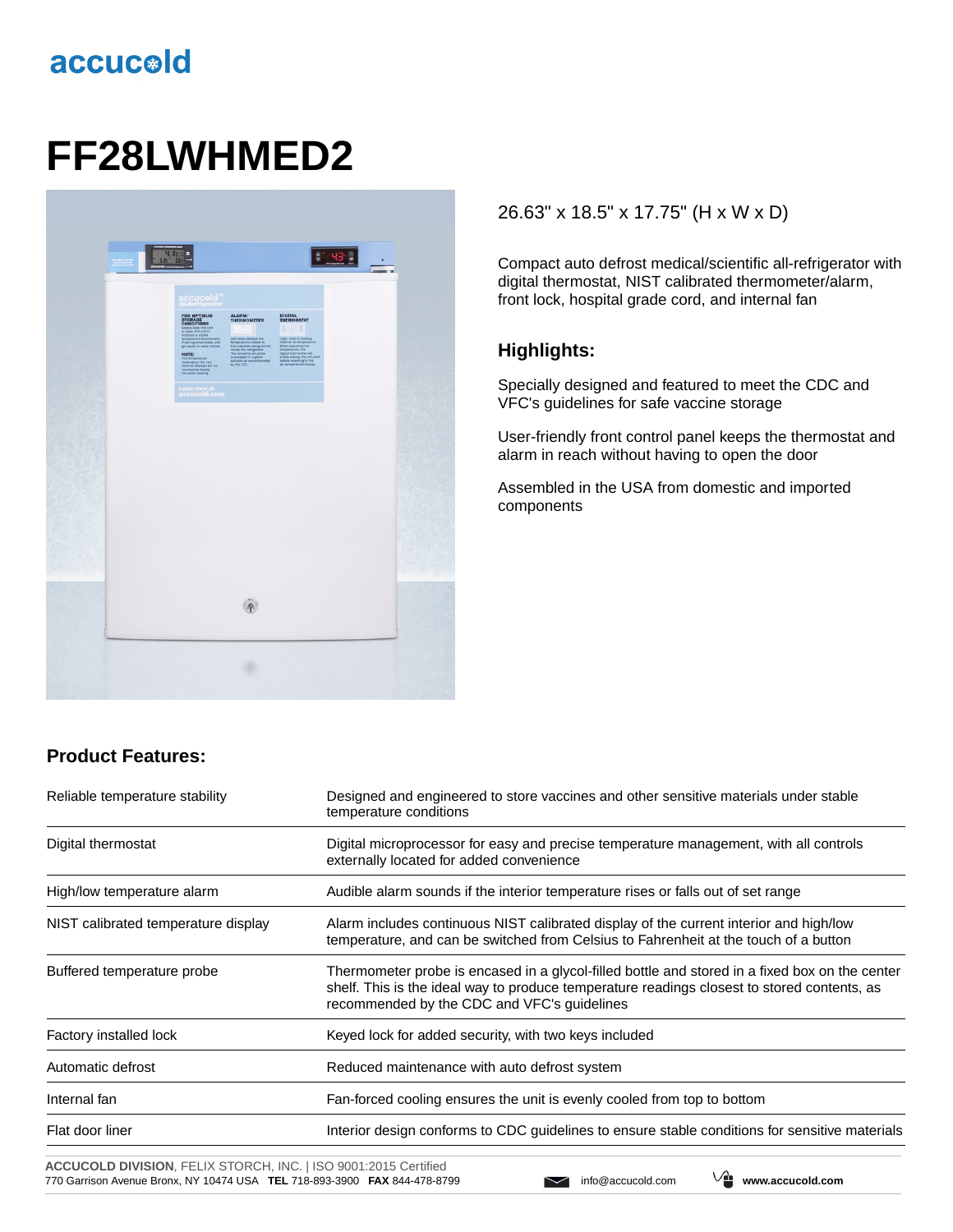accucold

# FF28LWHMED2

26.63" x 18.5" x 17.75" (H x W x D)

Compact auto defrost medical/scientific all-refrigerator with digital thermostat, NIST calibrated thermometer/alarm, front lock, hospital grade cord, and internal fan

## Highlights:

Specially designed and featured to meet the CDC and VFC's guidelines for safe vaccine storage

User-friendly front control panel keeps the thermostat and alarm in reach without having to open the door

Assembled in the USA from domestic and imported components

## Product Features:

| | |
|---|---|
| Reliable temperature stability | Designed and engineered to store vaccines and other sensitive materials under stable temperature conditions |
| Digital thermostat | Digital microprocessor for easy and precise temperature management, with all controls externally located for added convenience |
| High/low temperature alarm | Audible alarm sounds if the interior temperature rises or falls out of set range |
| NIST calibrated temperature display | Alarm includes continuous NIST calibrated display of the current interior and high/low temperature, and can be switched from Celsius to Fahrenheit at the touch of a button |
| Buffered temperature probe | Thermometer probe is encased in a glycol-filled bottle and stored in a fixed box on the center shelf. This is the ideal way to produce temperature readings closest to stored contents, as recommended by the CDC and VFC's guidelines |
| Factory installed lock | Keyed lock for added security, with two keys included |
| Automatic defrost | Reduced maintenance with auto defrost system |
| Internal fan | Fan-forced cooling ensures the unit is evenly cooled from top to bottom |
| Flat door liner | Interior design conforms to CDC guidelines to ensure stable conditions for sensitive materials |

**ACCUCOLD DIVISION**, FELIX STORCH, INC. | ISO 9001:2015 Certified
770 Garrison Avenue Bronx, NY 10474 USA **TEL** 718-893-3900 **FAX** 844-478-8799 info@accucold.com **www.accucold.com**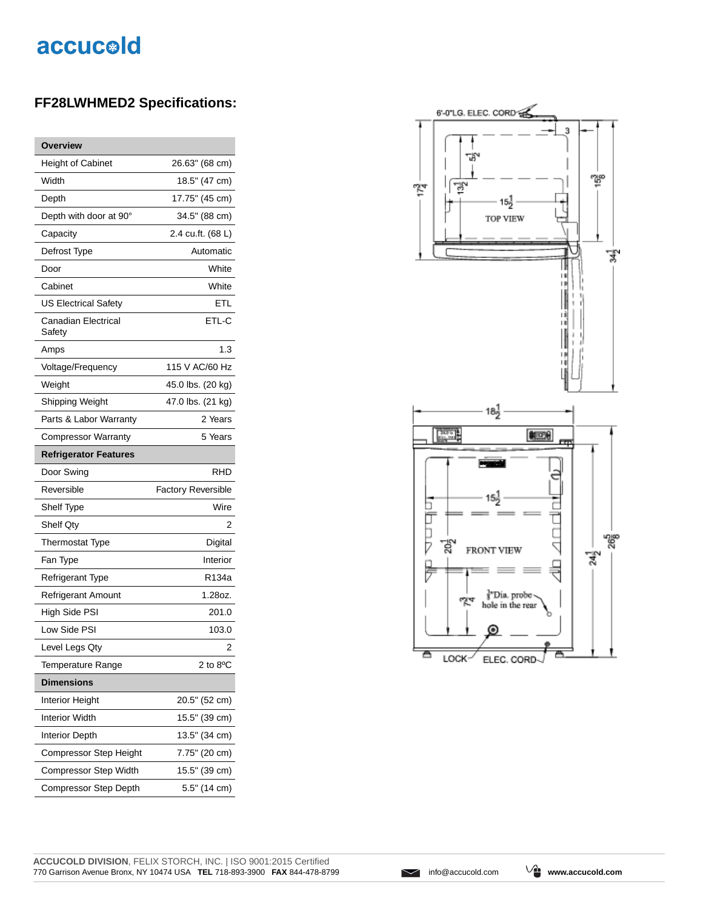accucold

## FF28LWHMED2 Specifications:

| Overview | |
|---|---|
| Height of Cabinet | 26.63" (68 cm) |
| Width | 18.5" (47 cm) |
| Depth | 17.75" (45 cm) |
| Depth with door at 90° | 34.5" (88 cm) |
| Capacity | 2.4 cu.ft. (68 L) |
| Defrost Type | Automatic |
| Door | White |
| Cabinet | White |
| US Electrical Safety | ETL |
| Canadian Electrical Safety | ETL-C |
| Amps | 1.3 |
| Voltage/Frequency | 115 V AC/60 Hz |
| Weight | 45.0 lbs. (20 kg) |
| Shipping Weight | 47.0 lbs. (21 kg) |
| Parts & Labor Warranty | 2 Years |
| Compressor Warranty | 5 Years |
| **Refrigerator Features** | |
| Door Swing | RHD |
| Reversible | Factory Reversible |
| Shelf Type | Wire |
| Shelf Qty | 2 |
| Thermostat Type | Digital |
| Fan Type | Interior |
| Refrigerant Type | R134a |
| Refrigerant Amount | 1.28oz. |
| High Side PSI | 201.0 |
| Low Side PSI | 103.0 |
| Level Legs Qty | 2 |
| Temperature Range | 2 to 8ºC |
| **Dimensions** | |
| Interior Height | 20.5" (52 cm) |
| Interior Width | 15.5" (39 cm) |
| Interior Depth | 13.5" (34 cm) |
| Compressor Step Height | 7.75" (20 cm) |
| Compressor Step Width | 15.5" (39 cm) |
| Compressor Step Depth | 5.5" (14 cm) |

6'-0"LG. ELEC. CORD
3
$5\frac{1}{2}$
$13\frac{1}{2}$
$17\frac{3}{4}$
$15\frac{1}{2}$
TOP VIEW
$15\frac{3}{8}$
$34\frac{1}{2}$

$18\frac{1}{2}$
$15\frac{1}{2}$
$20\frac{1}{2}$
FRONT VIEW
$24\frac{1}{2}$
$26\frac{5}{8}$
$7\frac{3}{4}$
$\frac{3}{8}$"Dia. probe hole in the rear
LOCK
ELEC. CORD

**ACCUCOLD DIVISION**, FELIX STORCH, INC. | ISO 9001:2015 Certified
770 Garrison Avenue Bronx, NY 10474 USA **TEL** 718-893-3900 **FAX** 844-478-8799
info@accucold.com
**www.accucold.com**